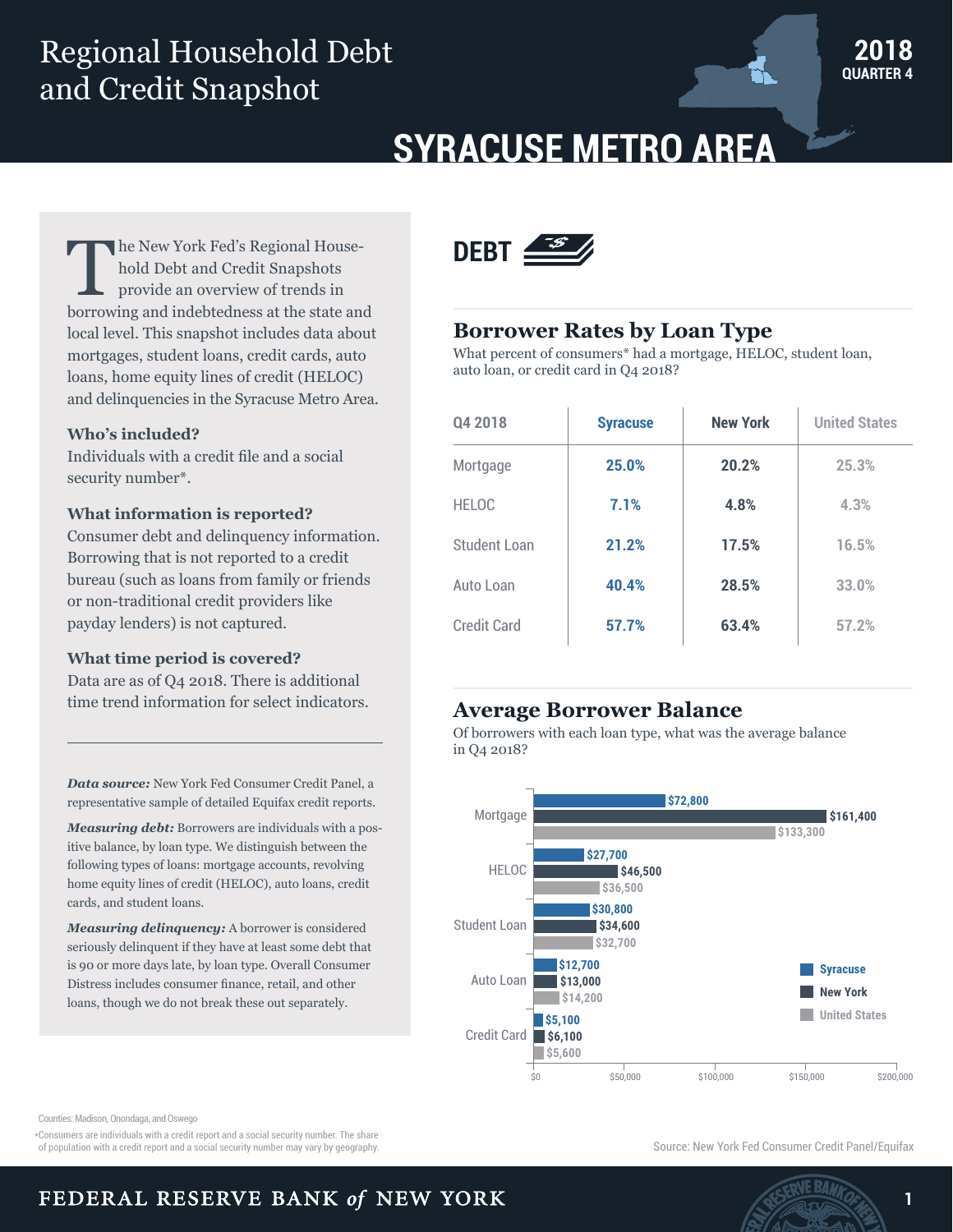# Regional Household Debt and Credit Snapshot

**2018 QUARTER 4**

# SYRACUSE METRO AREA

The New York Fed's Regional Household Debt and Credit Snapshots provide an overview of trends in borrowing and indebtedness at the state and local level. This snapshot includes data about mortgages, student loans, credit cards, auto loans, home equity lines of credit (HELOC) and delinquencies in the Syracuse Metro Area.

**Who's included?**
Individuals with a credit file and a social security number*.

**What information is reported?**
Consumer debt and delinquency information. Borrowing that is not reported to a credit bureau (such as loans from family or friends or non-traditional credit providers like payday lenders) is not captured.

**What time period is covered?**
Data are as of Q4 2018. There is additional time trend information for select indicators.

***Data source:*** New York Fed Consumer Credit Panel, a representative sample of detailed Equifax credit reports.

***Measuring debt:*** Borrowers are individuals with a positive balance, by loan type. We distinguish between the following types of loans: mortgage accounts, revolving home equity lines of credit (HELOC), auto loans, credit cards, and student loans.

***Measuring delinquency:*** A borrower is considered seriously delinquent if they have at least some debt that is 90 or more days late, by loan type. Overall Consumer Distress includes consumer finance, retail, and other loans, though we do not break these out separately.

## DEBT

### Borrower Rates by Loan Type

What percent of consumers* had a mortgage, HELOC, student loan, auto loan, or credit card in Q4 2018?

| Q4 2018 | Syracuse | New York | United States |
|---|---|---|---|
| Mortgage | 25.0% | 20.2% | 25.3% |
| HELOC | 7.1% | 4.8% | 4.3% |
| Student Loan | 21.2% | 17.5% | 16.5% |
| Auto Loan | 40.4% | 28.5% | 33.0% |
| Credit Card | 57.7% | 63.4% | 57.2% |

### Average Borrower Balance

Of borrowers with each loan type, what was the average balance in Q4 2018?

| Loan Type | Syracuse | New York | United States |
|---|---|---|---|
| Mortgage | $72,800 | $161,400 | $133,300 |
| HELOC | $27,700 | $46,500 | $36,500 |
| Student Loan | $30,800 | $34,600 | $32,700 |
| Auto Loan | $12,700 | $13,000 | $14,200 |
| Credit Card | $5,100 | $6,100 | $5,600 |

Counties: Madison, Onondaga, and Oswego

*Consumers are individuals with a credit report and a social security number. The share of population with a credit report and a social security number may vary by geography.

Source: New York Fed Consumer Credit Panel/Equifax

FEDERAL RESERVE BANK *of* NEW YORK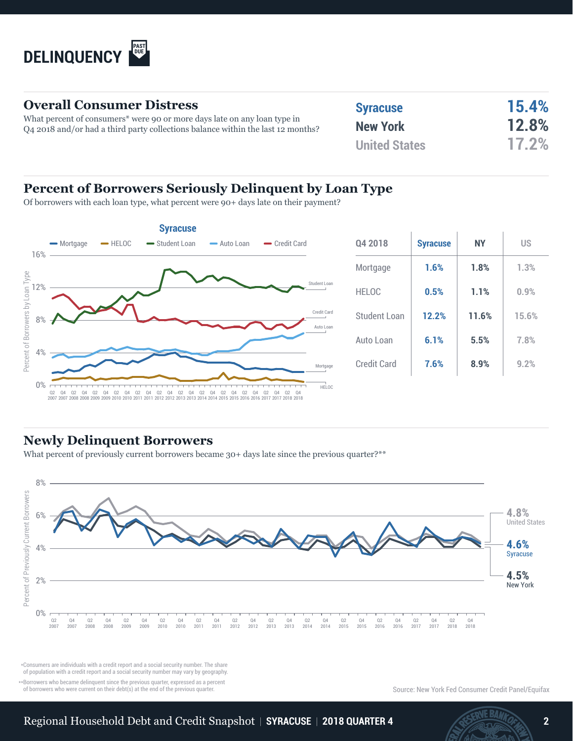# DELINQUENCY

PAST DUE

## Overall Consumer Distress

What percent of consumers* were 90 or more days late on any loan type in Q4 2018 and/or had a third party collections balance within the last 12 months?

| | |
|---|---|
| Syracuse | 15.4% |
| New York | 12.8% |
| United States | 17.2% |

## Percent of Borrowers Seriously Delinquent by Loan Type

Of borrowers with each loan type, what percent were 90+ days late on their payment?

Syracuse

Mortgage, HELOC, Student Loan, Auto Loan, Credit Card

16%, 12%, 8%, 4%, 0%

Percent of Borrowers by Loan Type

Student Loan, Credit Card, Auto Loan, Mortgage, HELOC

Q2 2007, Q4 2007, Q2 2008, Q4 2008, Q2 2009, Q4 2009, Q2 2010, Q4 2010, Q2 2011, Q4 2011, Q2 2012, Q4 2012, Q2 2013, Q4 2013, Q2 2014, Q4 2014, Q2 2015, Q4 2015, Q2 2016, Q4 2016, Q2 2017, Q4 2017, Q2 2018, Q4 2018

| Q4 2018 | Syracuse | NY | US |
|---|---|---|---|
| Mortgage | 1.6% | 1.8% | 1.3% |
| HELOC | 0.5% | 1.1% | 0.9% |
| Student Loan | 12.2% | 11.6% | 15.6% |
| Auto Loan | 6.1% | 5.5% | 7.8% |
| Credit Card | 7.6% | 8.9% | 9.2% |

## Newly Delinquent Borrowers

What percent of previously current borrowers became 30+ days late since the previous quarter?**

8%, 6%, 4%, 2%, 0%

Percent of Previously Current Borrowers

Q2 2007, Q4 2007, Q2 2008, Q4 2008, Q2 2009, Q4 2009, Q2 2010, Q4 2010, Q2 2011, Q4 2011, Q2 2012, Q4 2012, Q2 2013, Q4 2013, Q2 2014, Q4 2014, Q2 2015, Q4 2015, Q2 2016, Q4 2016, Q2 2017, Q4 2017, Q2 2018, Q4 2018

4.8% United States

4.6% Syracuse

4.5% New York

*Consumers are individuals with a credit report and a social security number. The share of population with a credit report and a social security number may vary by geography.

**Borrowers who became delinquent since the previous quarter, expressed as a percent of borrowers who were current on their debt(s) at the end of the previous quarter.

Source: New York Fed Consumer Credit Panel/Equifax